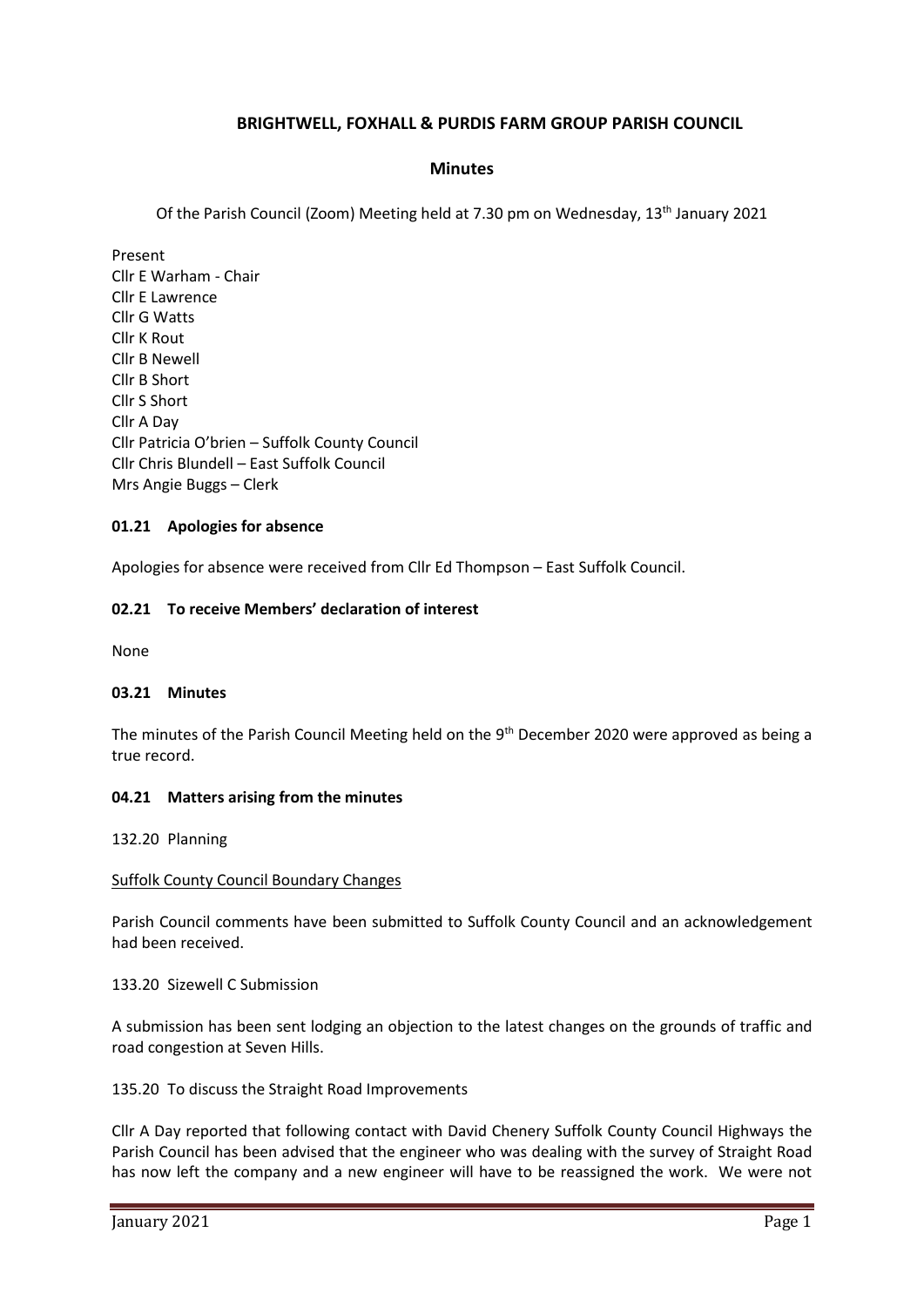# BRIGHTWELL, FOXHALL & PURDIS FARM GROUP PARISH COUNCIL

## Minutes

Of the Parish Council (Zoom) Meeting held at 7.30 pm on Wednesday, 13th January 2021

Present
Cllr E Warham - Chair
Cllr E Lawrence
Cllr G Watts
Cllr K Rout
Cllr B Newell
Cllr B Short
Cllr S Short
Cllr A Day
Cllr Patricia O'brien – Suffolk County Council
Cllr Chris Blundell – East Suffolk Council
Mrs Angie Buggs – Clerk

### 01.21 Apologies for absence

Apologies for absence were received from Cllr Ed Thompson – East Suffolk Council.

### 02.21 To receive Members' declaration of interest

None

### 03.21 Minutes

The minutes of the Parish Council Meeting held on the 9th December 2020 were approved as being a true record.

### 04.21 Matters arising from the minutes

132.20 Planning

Suffolk County Council Boundary Changes

Parish Council comments have been submitted to Suffolk County Council and an acknowledgement had been received.

133.20 Sizewell C Submission

A submission has been sent lodging an objection to the latest changes on the grounds of traffic and road congestion at Seven Hills.

135.20 To discuss the Straight Road Improvements

Cllr A Day reported that following contact with David Chenery Suffolk County Council Highways the Parish Council has been advised that the engineer who was dealing with the survey of Straight Road has now left the company and a new engineer will have to be reassigned the work. We were not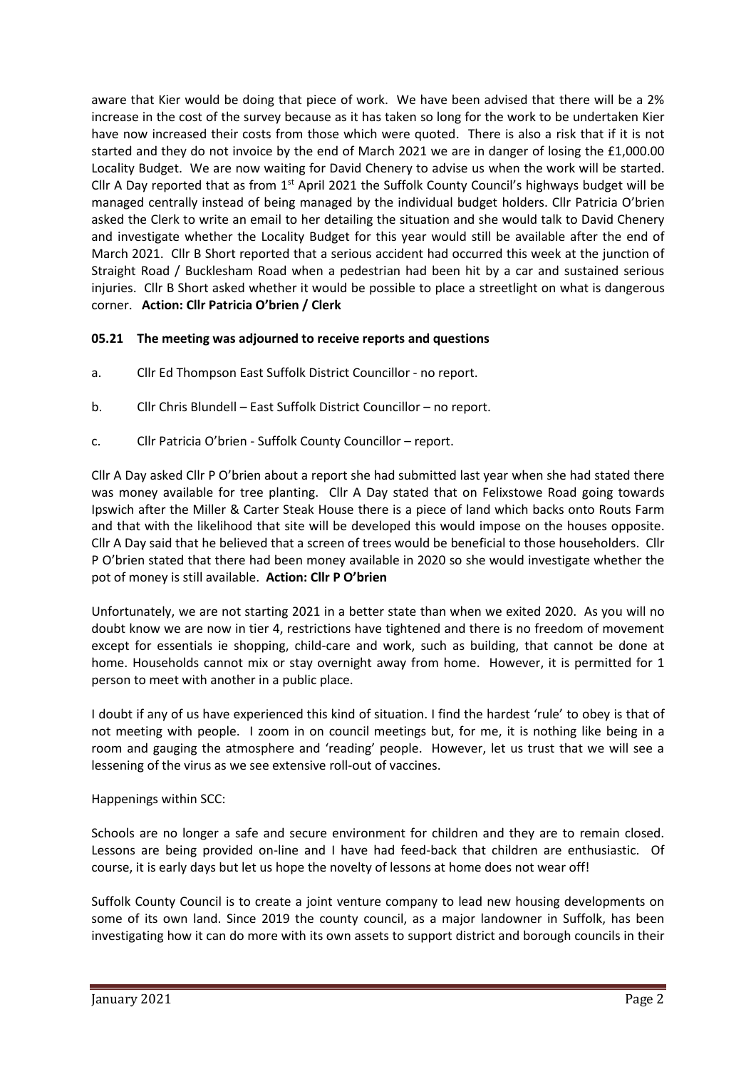aware that Kier would be doing that piece of work. We have been advised that there will be a 2% increase in the cost of the survey because as it has taken so long for the work to be undertaken Kier have now increased their costs from those which were quoted. There is also a risk that if it is not started and they do not invoice by the end of March 2021 we are in danger of losing the £1,000.00 Locality Budget. We are now waiting for David Chenery to advise us when the work will be started. Cllr A Day reported that as from 1st April 2021 the Suffolk County Council's highways budget will be managed centrally instead of being managed by the individual budget holders. Cllr Patricia O'brien asked the Clerk to write an email to her detailing the situation and she would talk to David Chenery and investigate whether the Locality Budget for this year would still be available after the end of March 2021. Cllr B Short reported that a serious accident had occurred this week at the junction of Straight Road / Bucklesham Road when a pedestrian had been hit by a car and sustained serious injuries. Cllr B Short asked whether it would be possible to place a streetlight on what is dangerous corner. **Action: Cllr Patricia O'brien / Clerk**

**05.21 The meeting was adjourned to receive reports and questions**

a. Cllr Ed Thompson East Suffolk District Councillor - no report.

b. Cllr Chris Blundell – East Suffolk District Councillor – no report.

c. Cllr Patricia O'brien - Suffolk County Councillor – report.

Cllr A Day asked Cllr P O'brien about a report she had submitted last year when she had stated there was money available for tree planting. Cllr A Day stated that on Felixstowe Road going towards Ipswich after the Miller & Carter Steak House there is a piece of land which backs onto Routs Farm and that with the likelihood that site will be developed this would impose on the houses opposite. Cllr A Day said that he believed that a screen of trees would be beneficial to those householders. Cllr P O'brien stated that there had been money available in 2020 so she would investigate whether the pot of money is still available. **Action: Cllr P O'brien**

Unfortunately, we are not starting 2021 in a better state than when we exited 2020. As you will no doubt know we are now in tier 4, restrictions have tightened and there is no freedom of movement except for essentials ie shopping, child-care and work, such as building, that cannot be done at home. Households cannot mix or stay overnight away from home. However, it is permitted for 1 person to meet with another in a public place.

I doubt if any of us have experienced this kind of situation. I find the hardest 'rule' to obey is that of not meeting with people. I zoom in on council meetings but, for me, it is nothing like being in a room and gauging the atmosphere and 'reading' people. However, let us trust that we will see a lessening of the virus as we see extensive roll-out of vaccines.

Happenings within SCC:

Schools are no longer a safe and secure environment for children and they are to remain closed. Lessons are being provided on-line and I have had feed-back that children are enthusiastic. Of course, it is early days but let us hope the novelty of lessons at home does not wear off!

Suffolk County Council is to create a joint venture company to lead new housing developments on some of its own land. Since 2019 the county council, as a major landowner in Suffolk, has been investigating how it can do more with its own assets to support district and borough councils in their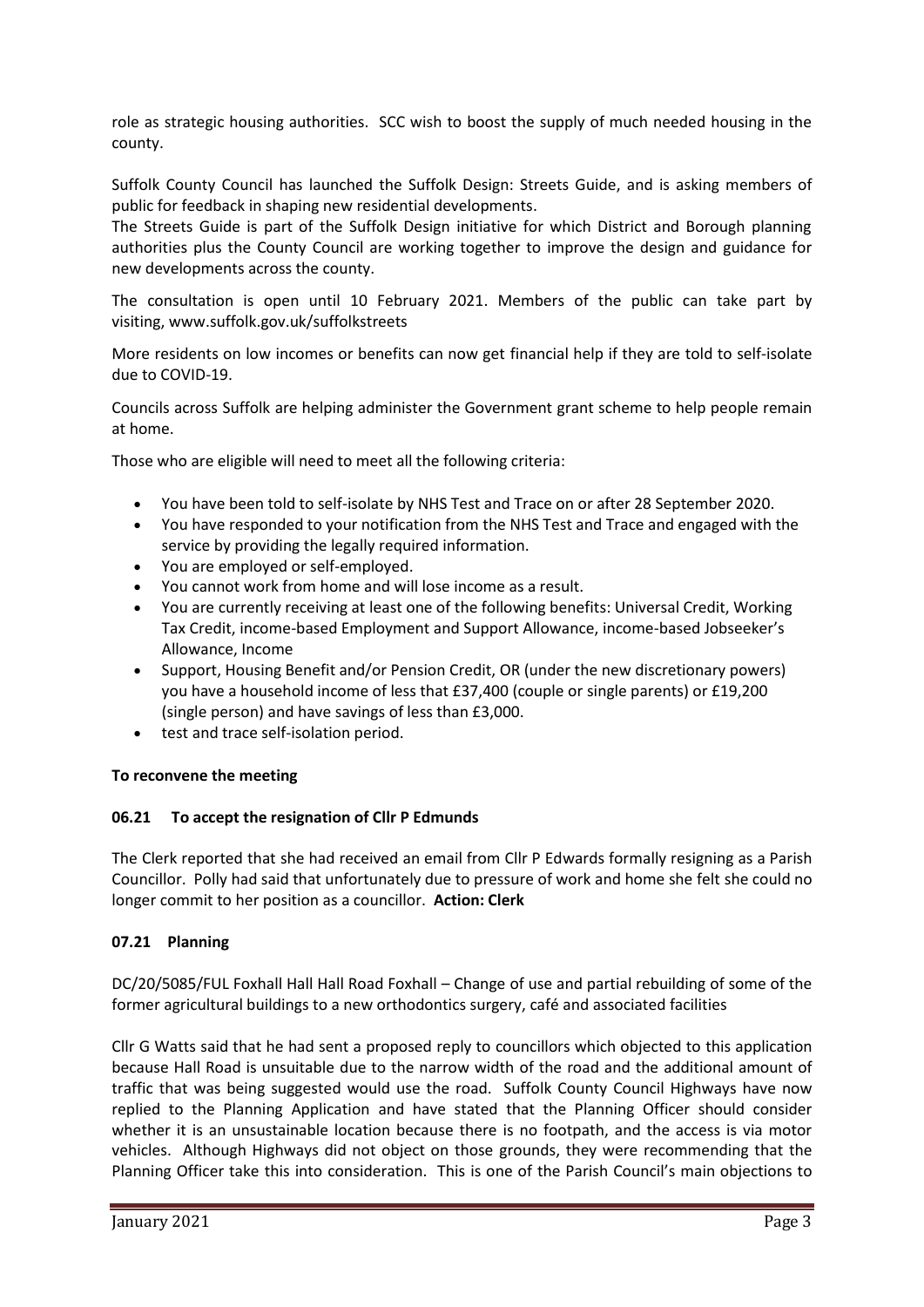role as strategic housing authorities. SCC wish to boost the supply of much needed housing in the county.

Suffolk County Council has launched the Suffolk Design: Streets Guide, and is asking members of public for feedback in shaping new residential developments.

The Streets Guide is part of the Suffolk Design initiative for which District and Borough planning authorities plus the County Council are working together to improve the design and guidance for new developments across the county.

The consultation is open until 10 February 2021. Members of the public can take part by visiting, www.suffolk.gov.uk/suffolkstreets

More residents on low incomes or benefits can now get financial help if they are told to self-isolate due to COVID-19.

Councils across Suffolk are helping administer the Government grant scheme to help people remain at home.

Those who are eligible will need to meet all the following criteria:

- You have been told to self-isolate by NHS Test and Trace on or after 28 September 2020.
- You have responded to your notification from the NHS Test and Trace and engaged with the service by providing the legally required information.
- You are employed or self-employed.
- You cannot work from home and will lose income as a result.
- You are currently receiving at least one of the following benefits: Universal Credit, Working Tax Credit, income-based Employment and Support Allowance, income-based Jobseeker's Allowance, Income
- Support, Housing Benefit and/or Pension Credit, OR (under the new discretionary powers) you have a household income of less that £37,400 (couple or single parents) or £19,200 (single person) and have savings of less than £3,000.
- test and trace self-isolation period.

**To reconvene the meeting**

### 06.21 To accept the resignation of Cllr P Edmunds

The Clerk reported that she had received an email from Cllr P Edwards formally resigning as a Parish Councillor. Polly had said that unfortunately due to pressure of work and home she felt she could no longer commit to her position as a councillor. **Action: Clerk**

### 07.21 Planning

DC/20/5085/FUL Foxhall Hall Hall Road Foxhall – Change of use and partial rebuilding of some of the former agricultural buildings to a new orthodontics surgery, café and associated facilities

Cllr G Watts said that he had sent a proposed reply to councillors which objected to this application because Hall Road is unsuitable due to the narrow width of the road and the additional amount of traffic that was being suggested would use the road. Suffolk County Council Highways have now replied to the Planning Application and have stated that the Planning Officer should consider whether it is an unsustainable location because there is no footpath, and the access is via motor vehicles. Although Highways did not object on those grounds, they were recommending that the Planning Officer take this into consideration. This is one of the Parish Council's main objections to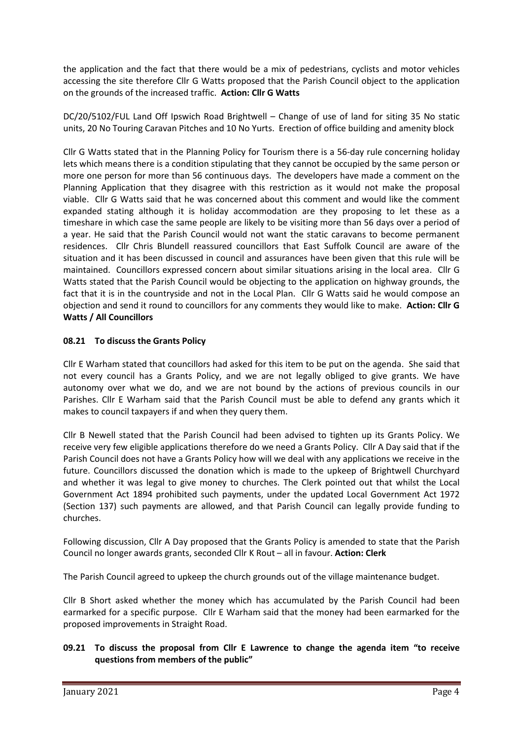the application and the fact that there would be a mix of pedestrians, cyclists and motor vehicles accessing the site therefore Cllr G Watts proposed that the Parish Council object to the application on the grounds of the increased traffic. **Action: Cllr G Watts**

DC/20/5102/FUL Land Off Ipswich Road Brightwell – Change of use of land for siting 35 No static units, 20 No Touring Caravan Pitches and 10 No Yurts. Erection of office building and amenity block

Cllr G Watts stated that in the Planning Policy for Tourism there is a 56-day rule concerning holiday lets which means there is a condition stipulating that they cannot be occupied by the same person or more one person for more than 56 continuous days. The developers have made a comment on the Planning Application that they disagree with this restriction as it would not make the proposal viable. Cllr G Watts said that he was concerned about this comment and would like the comment expanded stating although it is holiday accommodation are they proposing to let these as a timeshare in which case the same people are likely to be visiting more than 56 days over a period of a year. He said that the Parish Council would not want the static caravans to become permanent residences. Cllr Chris Blundell reassured councillors that East Suffolk Council are aware of the situation and it has been discussed in council and assurances have been given that this rule will be maintained. Councillors expressed concern about similar situations arising in the local area. Cllr G Watts stated that the Parish Council would be objecting to the application on highway grounds, the fact that it is in the countryside and not in the Local Plan. Cllr G Watts said he would compose an objection and send it round to councillors for any comments they would like to make. **Action: Cllr G Watts / All Councillors**

### 08.21 To discuss the Grants Policy

Cllr E Warham stated that councillors had asked for this item to be put on the agenda. She said that not every council has a Grants Policy, and we are not legally obliged to give grants. We have autonomy over what we do, and we are not bound by the actions of previous councils in our Parishes. Cllr E Warham said that the Parish Council must be able to defend any grants which it makes to council taxpayers if and when they query them.

Cllr B Newell stated that the Parish Council had been advised to tighten up its Grants Policy. We receive very few eligible applications therefore do we need a Grants Policy. Cllr A Day said that if the Parish Council does not have a Grants Policy how will we deal with any applications we receive in the future. Councillors discussed the donation which is made to the upkeep of Brightwell Churchyard and whether it was legal to give money to churches. The Clerk pointed out that whilst the Local Government Act 1894 prohibited such payments, under the updated Local Government Act 1972 (Section 137) such payments are allowed, and that Parish Council can legally provide funding to churches.

Following discussion, Cllr A Day proposed that the Grants Policy is amended to state that the Parish Council no longer awards grants, seconded Cllr K Rout – all in favour. **Action: Clerk**

The Parish Council agreed to upkeep the church grounds out of the village maintenance budget.

Cllr B Short asked whether the money which has accumulated by the Parish Council had been earmarked for a specific purpose. Cllr E Warham said that the money had been earmarked for the proposed improvements in Straight Road.

### 09.21 To discuss the proposal from Cllr E Lawrence to change the agenda item "to receive questions from members of the public"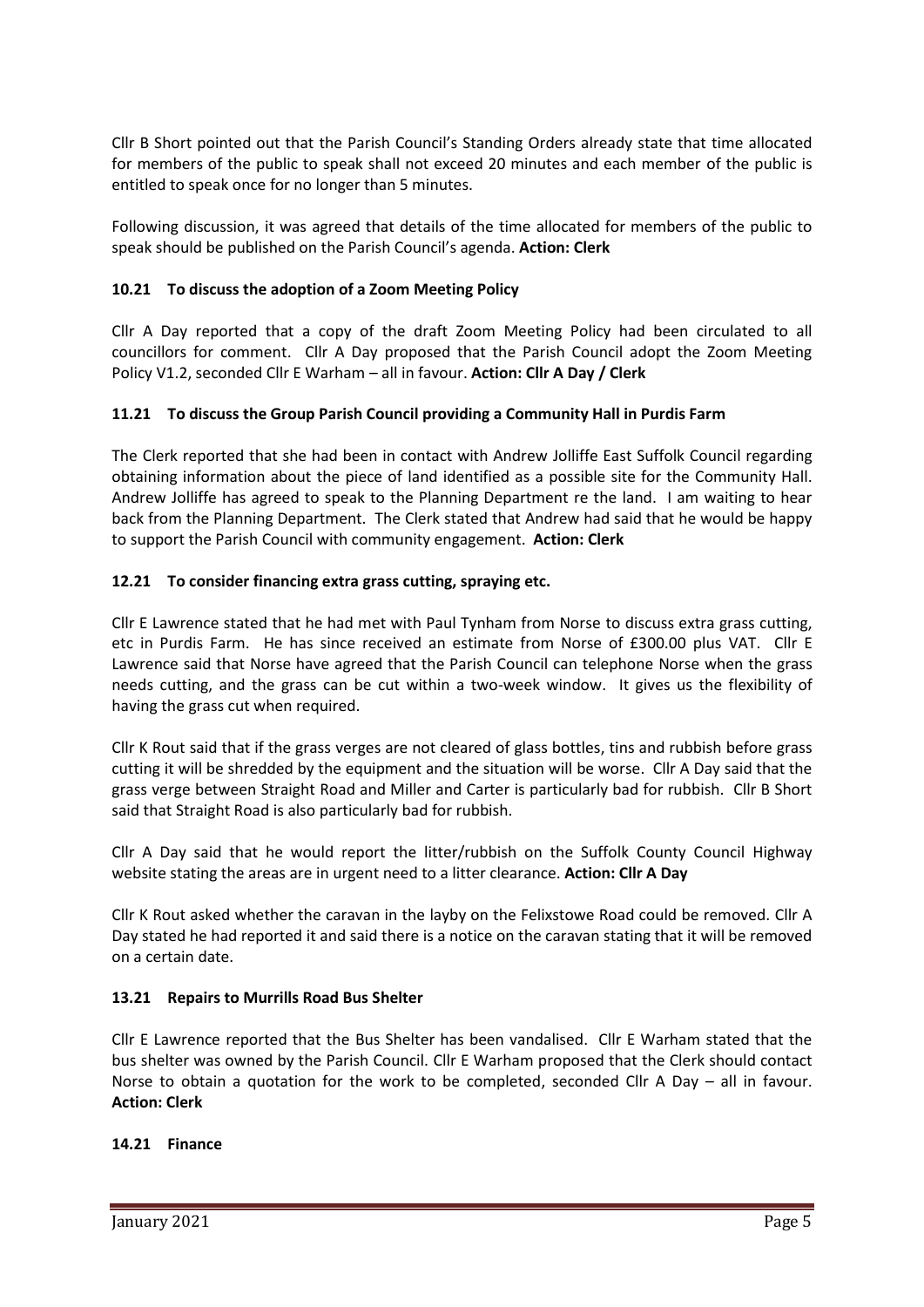Cllr B Short pointed out that the Parish Council's Standing Orders already state that time allocated for members of the public to speak shall not exceed 20 minutes and each member of the public is entitled to speak once for no longer than 5 minutes.

Following discussion, it was agreed that details of the time allocated for members of the public to speak should be published on the Parish Council's agenda. **Action: Clerk**

### 10.21 To discuss the adoption of a Zoom Meeting Policy

Cllr A Day reported that a copy of the draft Zoom Meeting Policy had been circulated to all councillors for comment. Cllr A Day proposed that the Parish Council adopt the Zoom Meeting Policy V1.2, seconded Cllr E Warham – all in favour. **Action: Cllr A Day / Clerk**

### 11.21 To discuss the Group Parish Council providing a Community Hall in Purdis Farm

The Clerk reported that she had been in contact with Andrew Jolliffe East Suffolk Council regarding obtaining information about the piece of land identified as a possible site for the Community Hall. Andrew Jolliffe has agreed to speak to the Planning Department re the land. I am waiting to hear back from the Planning Department. The Clerk stated that Andrew had said that he would be happy to support the Parish Council with community engagement. **Action: Clerk**

### 12.21 To consider financing extra grass cutting, spraying etc.

Cllr E Lawrence stated that he had met with Paul Tynham from Norse to discuss extra grass cutting, etc in Purdis Farm. He has since received an estimate from Norse of £300.00 plus VAT. Cllr E Lawrence said that Norse have agreed that the Parish Council can telephone Norse when the grass needs cutting, and the grass can be cut within a two-week window. It gives us the flexibility of having the grass cut when required.

Cllr K Rout said that if the grass verges are not cleared of glass bottles, tins and rubbish before grass cutting it will be shredded by the equipment and the situation will be worse. Cllr A Day said that the grass verge between Straight Road and Miller and Carter is particularly bad for rubbish. Cllr B Short said that Straight Road is also particularly bad for rubbish.

Cllr A Day said that he would report the litter/rubbish on the Suffolk County Council Highway website stating the areas are in urgent need to a litter clearance. **Action: Cllr A Day**

Cllr K Rout asked whether the caravan in the layby on the Felixstowe Road could be removed. Cllr A Day stated he had reported it and said there is a notice on the caravan stating that it will be removed on a certain date.

### 13.21 Repairs to Murrills Road Bus Shelter

Cllr E Lawrence reported that the Bus Shelter has been vandalised. Cllr E Warham stated that the bus shelter was owned by the Parish Council. Cllr E Warham proposed that the Clerk should contact Norse to obtain a quotation for the work to be completed, seconded Cllr A Day – all in favour. **Action: Clerk**

### 14.21 Finance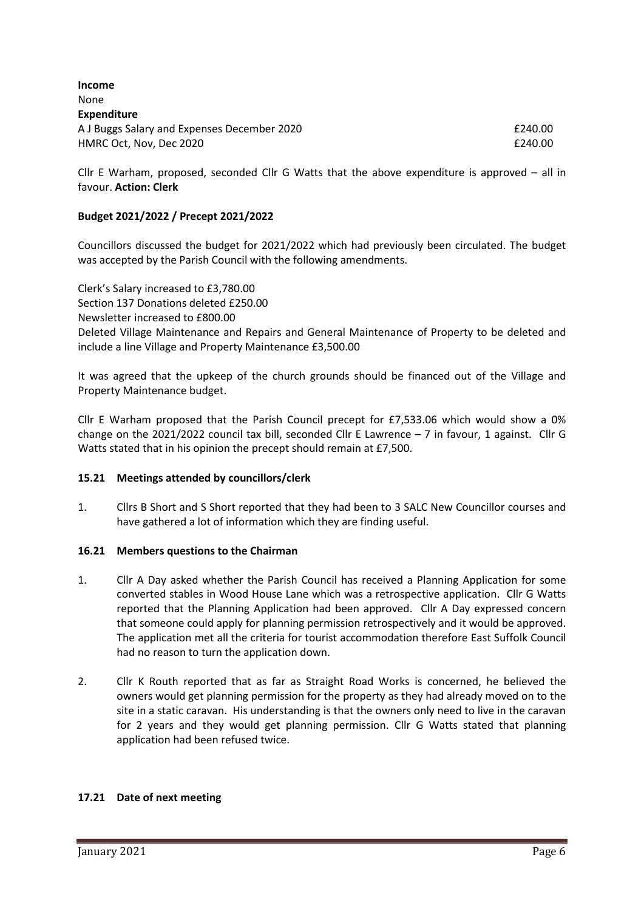**Income**
None
**Expenditure**

| | |
|---|---|
| A J Buggs Salary and Expenses December 2020 | £240.00 |
| HMRC Oct, Nov, Dec 2020 | £240.00 |

Cllr E Warham, proposed, seconded Cllr G Watts that the above expenditure is approved – all in favour. **Action: Clerk**

**Budget 2021/2022 / Precept 2021/2022**

Councillors discussed the budget for 2021/2022 which had previously been circulated. The budget was accepted by the Parish Council with the following amendments.

Clerk's Salary increased to £3,780.00
Section 137 Donations deleted £250.00
Newsletter increased to £800.00
Deleted Village Maintenance and Repairs and General Maintenance of Property to be deleted and include a line Village and Property Maintenance £3,500.00

It was agreed that the upkeep of the church grounds should be financed out of the Village and Property Maintenance budget.

Cllr E Warham proposed that the Parish Council precept for £7,533.06 which would show a 0% change on the 2021/2022 council tax bill, seconded Cllr E Lawrence – 7 in favour, 1 against. Cllr G Watts stated that in his opinion the precept should remain at £7,500.

### 15.21 Meetings attended by councillors/clerk

1. Cllrs B Short and S Short reported that they had been to 3 SALC New Councillor courses and have gathered a lot of information which they are finding useful.

### 16.21 Members questions to the Chairman

1. Cllr A Day asked whether the Parish Council has received a Planning Application for some converted stables in Wood House Lane which was a retrospective application. Cllr G Watts reported that the Planning Application had been approved. Cllr A Day expressed concern that someone could apply for planning permission retrospectively and it would be approved. The application met all the criteria for tourist accommodation therefore East Suffolk Council had no reason to turn the application down.

2. Cllr K Routh reported that as far as Straight Road Works is concerned, he believed the owners would get planning permission for the property as they had already moved on to the site in a static caravan. His understanding is that the owners only need to live in the caravan for 2 years and they would get planning permission. Cllr G Watts stated that planning application had been refused twice.

### 17.21 Date of next meeting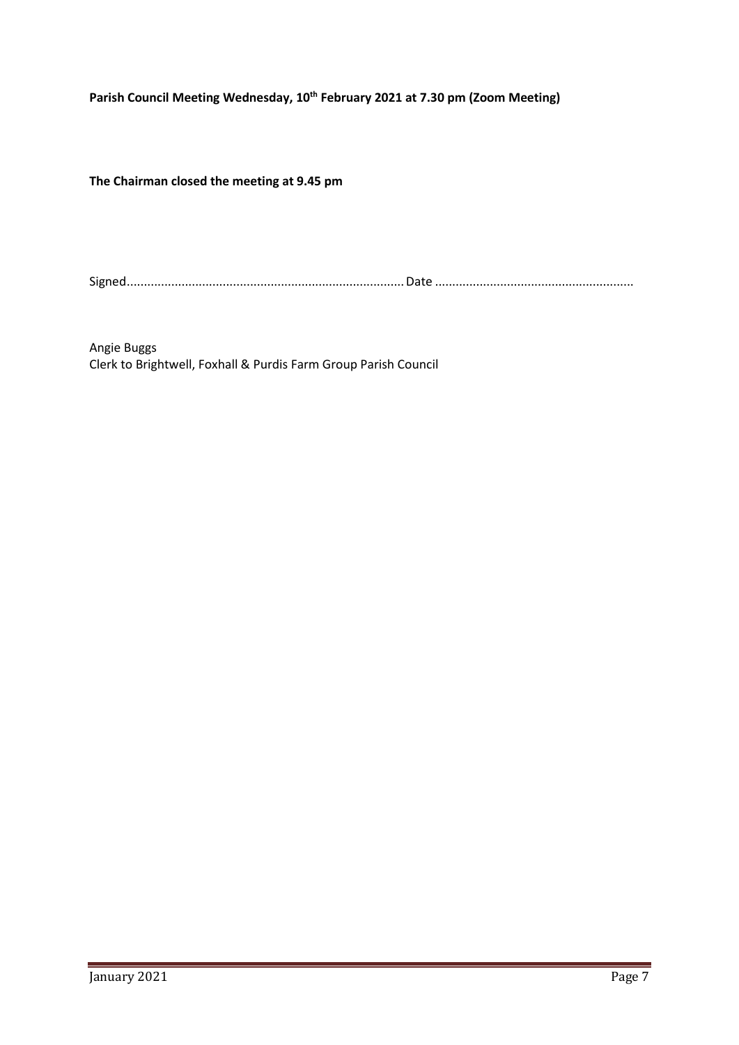**Parish Council Meeting Wednesday, 10th February 2021 at 7.30 pm (Zoom Meeting)**

**The Chairman closed the meeting at 9.45 pm**

Signed................................................................................ Date .........................................................

Angie Buggs
Clerk to Brightwell, Foxhall & Purdis Farm Group Parish Council